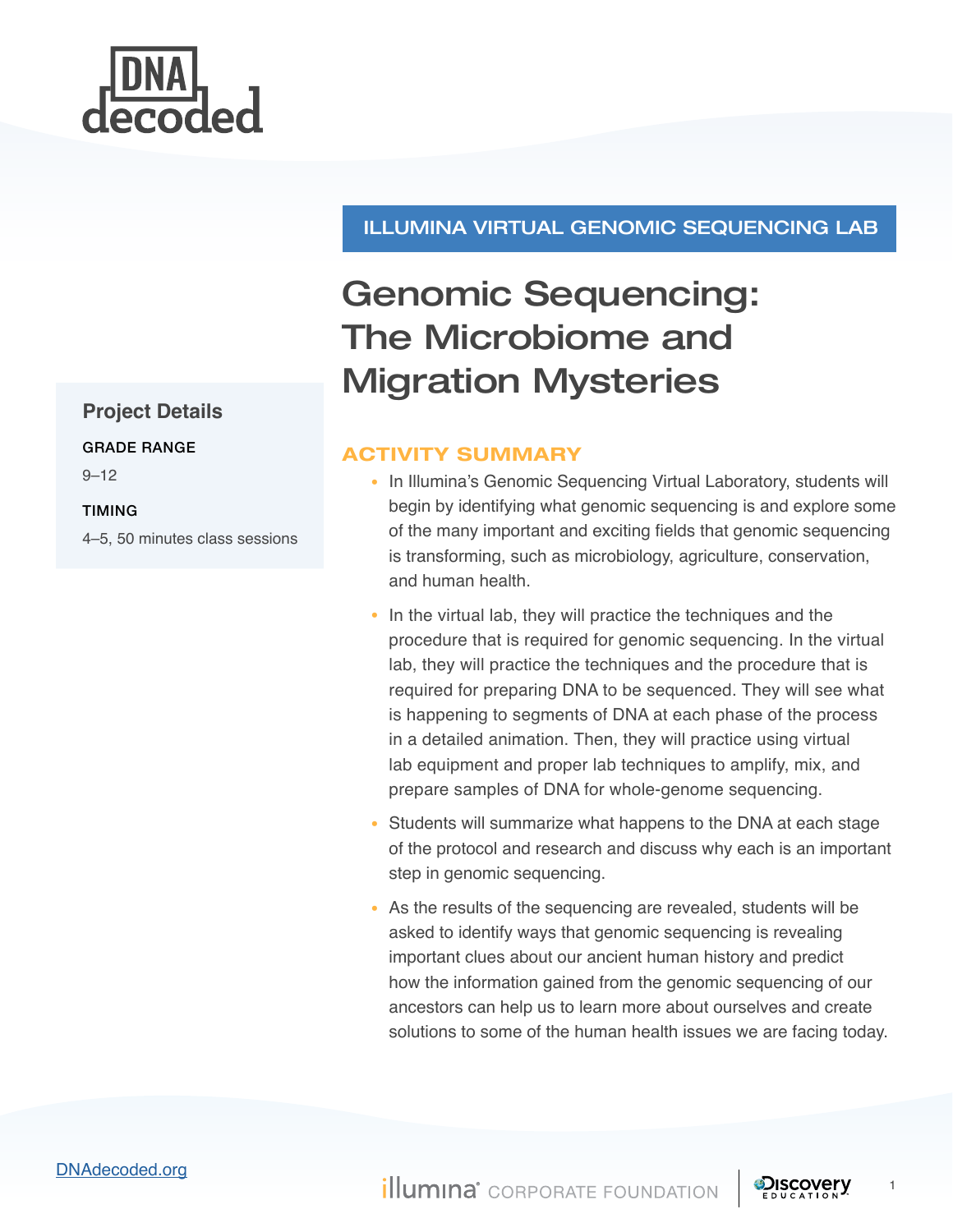DNA decoded

ILLUMINA VIRTUAL GENOMIC SEQUENCING LAB

# Genomic Sequencing: The Microbiome and Migration Mysteries

## Project Details

**GRADE RANGE**

9–12

**TIMING**

4–5, 50 minutes class sessions

## ACTIVITY SUMMARY

- In Illumina's Genomic Sequencing Virtual Laboratory, students will begin by identifying what genomic sequencing is and explore some of the many important and exciting fields that genomic sequencing is transforming, such as microbiology, agriculture, conservation, and human health.
- In the virtual lab, they will practice the techniques and the procedure that is required for genomic sequencing. In the virtual lab, they will practice the techniques and the procedure that is required for preparing DNA to be sequenced. They will see what is happening to segments of DNA at each phase of the process in a detailed animation. Then, they will practice using virtual lab equipment and proper lab techniques to amplify, mix, and prepare samples of DNA for whole-genome sequencing.
- Students will summarize what happens to the DNA at each stage of the protocol and research and discuss why each is an important step in genomic sequencing.
- As the results of the sequencing are revealed, students will be asked to identify ways that genomic sequencing is revealing important clues about our ancient human history and predict how the information gained from the genomic sequencing of our ancestors can help us to learn more about ourselves and create solutions to some of the human health issues we are facing today.

DNAdecoded.org

illumina® CORPORATE FOUNDATION | Discovery EDUCATION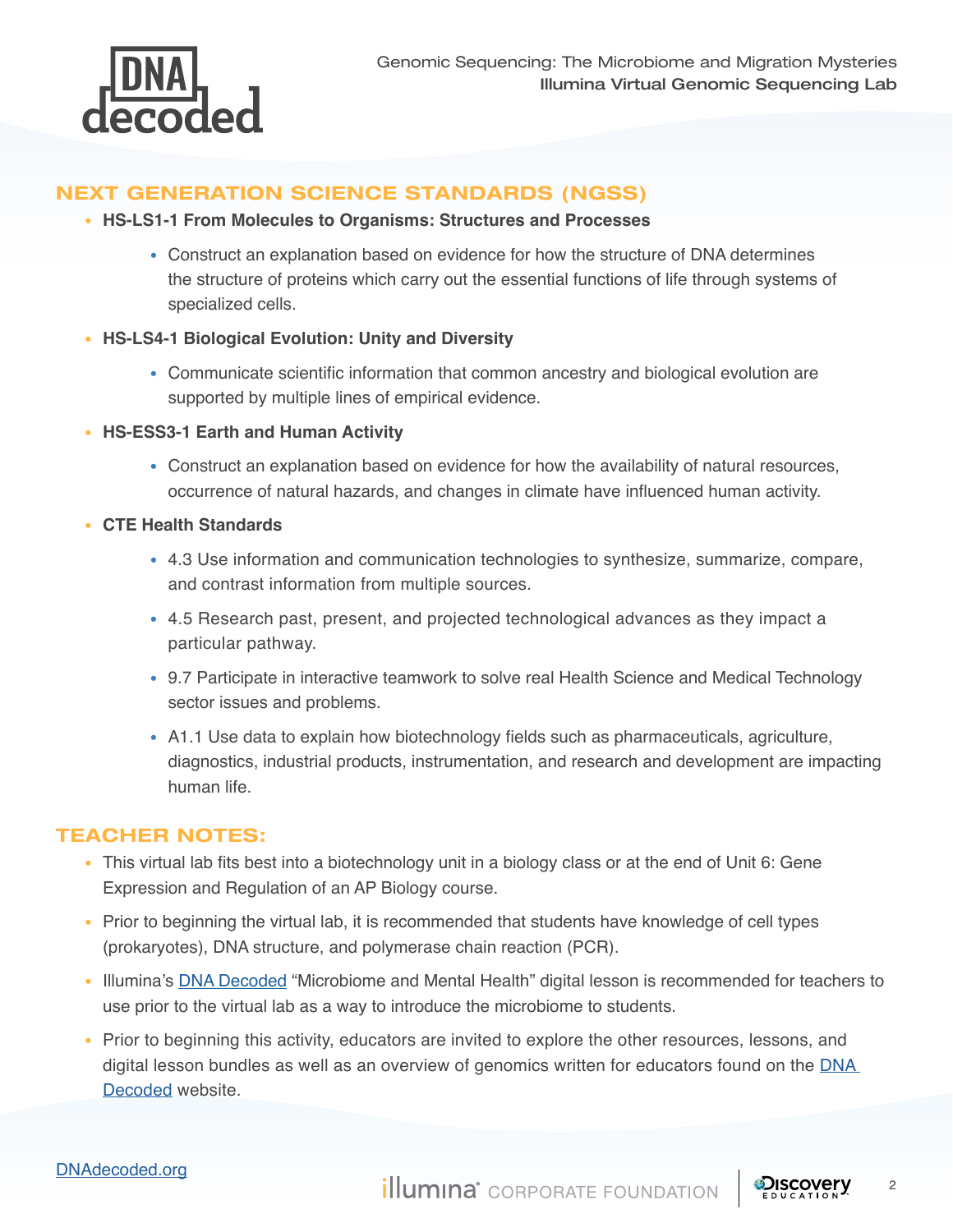## NEXT GENERATION SCIENCE STANDARDS (NGSS)

- **HS-LS1-1 From Molecules to Organisms: Structures and Processes**
  - Construct an explanation based on evidence for how the structure of DNA determines the structure of proteins which carry out the essential functions of life through systems of specialized cells.
- **HS-LS4-1 Biological Evolution: Unity and Diversity**
  - Communicate scientific information that common ancestry and biological evolution are supported by multiple lines of empirical evidence.
- **HS-ESS3-1 Earth and Human Activity**
  - Construct an explanation based on evidence for how the availability of natural resources, occurrence of natural hazards, and changes in climate have influenced human activity.
- **CTE Health Standards**
  - 4.3 Use information and communication technologies to synthesize, summarize, compare, and contrast information from multiple sources.
  - 4.5 Research past, present, and projected technological advances as they impact a particular pathway.
  - 9.7 Participate in interactive teamwork to solve real Health Science and Medical Technology sector issues and problems.
  - A1.1 Use data to explain how biotechnology fields such as pharmaceuticals, agriculture, diagnostics, industrial products, instrumentation, and research and development are impacting human life.

## TEACHER NOTES:

- This virtual lab fits best into a biotechnology unit in a biology class or at the end of Unit 6: Gene Expression and Regulation of an AP Biology course.
- Prior to beginning the virtual lab, it is recommended that students have knowledge of cell types (prokaryotes), DNA structure, and polymerase chain reaction (PCR).
- Illumina's DNA Decoded "Microbiome and Mental Health" digital lesson is recommended for teachers to use prior to the virtual lab as a way to introduce the microbiome to students.
- Prior to beginning this activity, educators are invited to explore the other resources, lessons, and digital lesson bundles as well as an overview of genomics written for educators found on the DNA Decoded website.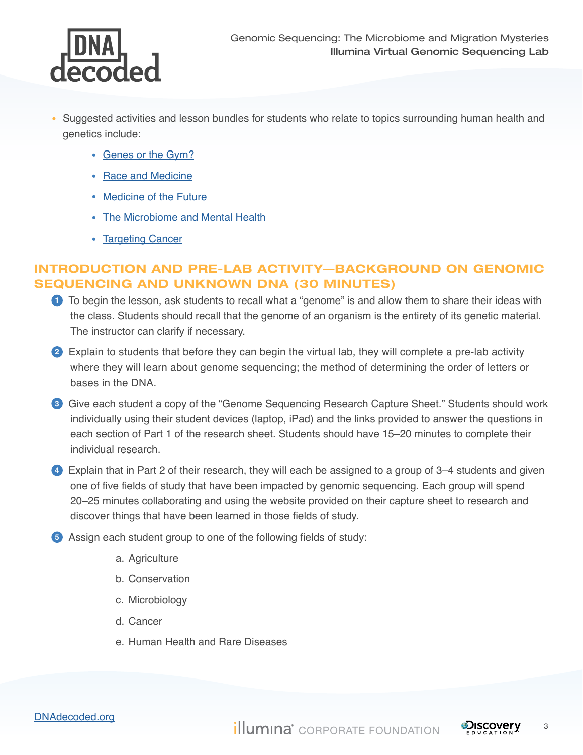- Suggested activities and lesson bundles for students who relate to topics surrounding human health and genetics include:
  - Genes or the Gym?
  - Race and Medicine
  - Medicine of the Future
  - The Microbiome and Mental Health
  - Targeting Cancer

## INTRODUCTION AND PRE-LAB ACTIVITY—BACKGROUND ON GENOMIC SEQUENCING AND UNKNOWN DNA (30 MINUTES)

1. To begin the lesson, ask students to recall what a "genome" is and allow them to share their ideas with the class. Students should recall that the genome of an organism is the entirety of its genetic material. The instructor can clarify if necessary.
2. Explain to students that before they can begin the virtual lab, they will complete a pre-lab activity where they will learn about genome sequencing; the method of determining the order of letters or bases in the DNA.
3. Give each student a copy of the "Genome Sequencing Research Capture Sheet." Students should work individually using their student devices (laptop, iPad) and the links provided to answer the questions in each section of Part 1 of the research sheet. Students should have 15–20 minutes to complete their individual research.
4. Explain that in Part 2 of their research, they will each be assigned to a group of 3–4 students and given one of five fields of study that have been impacted by genomic sequencing. Each group will spend 20–25 minutes collaborating and using the website provided on their capture sheet to research and discover things that have been learned in those fields of study.
5. Assign each student group to one of the following fields of study:

   a. Agriculture

   b. Conservation

   c. Microbiology

   d. Cancer

   e. Human Health and Rare Diseases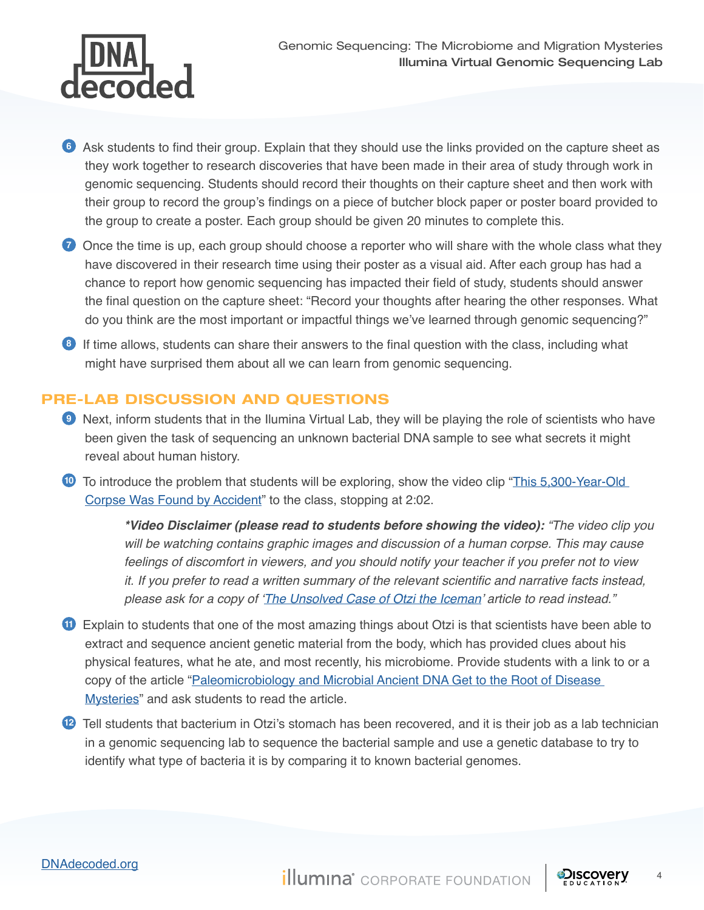6. Ask students to find their group. Explain that they should use the links provided on the capture sheet as they work together to research discoveries that have been made in their area of study through work in genomic sequencing. Students should record their thoughts on their capture sheet and then work with their group to record the group's findings on a piece of butcher block paper or poster board provided to the group to create a poster. Each group should be given 20 minutes to complete this.

7. Once the time is up, each group should choose a reporter who will share with the whole class what they have discovered in their research time using their poster as a visual aid. After each group has had a chance to report how genomic sequencing has impacted their field of study, students should answer the final question on the capture sheet: "Record your thoughts after hearing the other responses. What do you think are the most important or impactful things we've learned through genomic sequencing?"

8. If time allows, students can share their answers to the final question with the class, including what might have surprised them about all we can learn from genomic sequencing.

## PRE-LAB DISCUSSION AND QUESTIONS

9. Next, inform students that in the Ilumina Virtual Lab, they will be playing the role of scientists who have been given the task of sequencing an unknown bacterial DNA sample to see what secrets it might reveal about human history.

10. To introduce the problem that students will be exploring, show the video clip "This 5,300-Year-Old Corpse Was Found by Accident" to the class, stopping at 2:02.

    ***Video Disclaimer (please read to students before showing the video):*** *"The video clip you will be watching contains graphic images and discussion of a human corpse. This may cause feelings of discomfort in viewers, and you should notify your teacher if you prefer not to view it. If you prefer to read a written summary of the relevant scientific and narrative facts instead, please ask for a copy of 'The Unsolved Case of Otzi the Iceman' article to read instead."*

11. Explain to students that one of the most amazing things about Otzi is that scientists have been able to extract and sequence ancient genetic material from the body, which has provided clues about his physical features, what he ate, and most recently, his microbiome. Provide students with a link to or a copy of the article "Paleomicrobiology and Microbial Ancient DNA Get to the Root of Disease Mysteries" and ask students to read the article.

12. Tell students that bacterium in Otzi's stomach has been recovered, and it is their job as a lab technician in a genomic sequencing lab to sequence the bacterial sample and use a genetic database to try to identify what type of bacteria it is by comparing it to known bacterial genomes.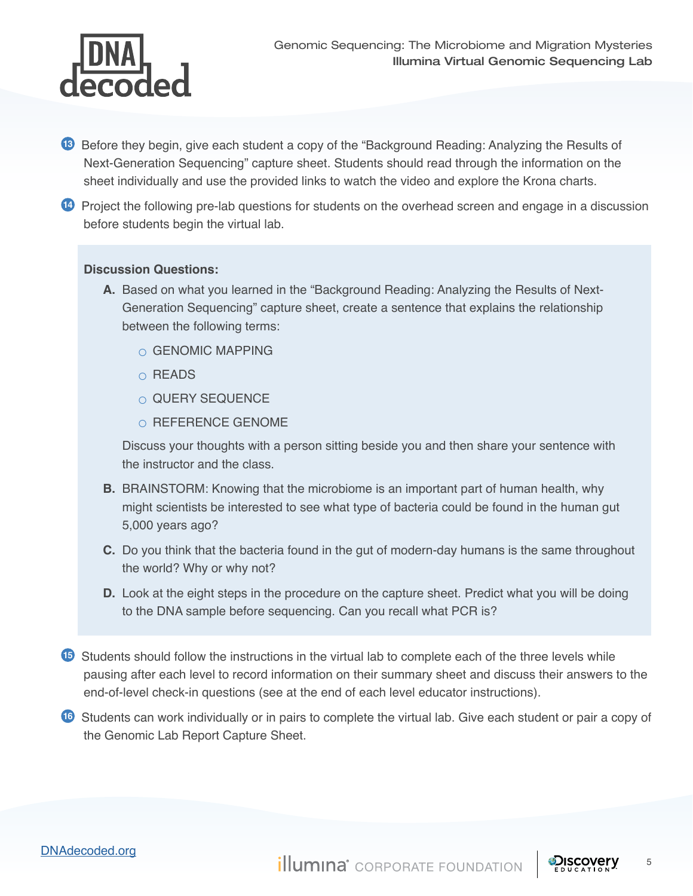13. Before they begin, give each student a copy of the "Background Reading: Analyzing the Results of Next-Generation Sequencing" capture sheet. Students should read through the information on the sheet individually and use the provided links to watch the video and explore the Krona charts.

14. Project the following pre-lab questions for students on the overhead screen and engage in a discussion before students begin the virtual lab.

**Discussion Questions:**

**A.** Based on what you learned in the "Background Reading: Analyzing the Results of Next-Generation Sequencing" capture sheet, create a sentence that explains the relationship between the following terms:

- GENOMIC MAPPING
- READS
- QUERY SEQUENCE
- REFERENCE GENOME

Discuss your thoughts with a person sitting beside you and then share your sentence with the instructor and the class.

**B.** BRAINSTORM: Knowing that the microbiome is an important part of human health, why might scientists be interested to see what type of bacteria could be found in the human gut 5,000 years ago?

**C.** Do you think that the bacteria found in the gut of modern-day humans is the same throughout the world? Why or why not?

**D.** Look at the eight steps in the procedure on the capture sheet. Predict what you will be doing to the DNA sample before sequencing. Can you recall what PCR is?

15. Students should follow the instructions in the virtual lab to complete each of the three levels while pausing after each level to record information on their summary sheet and discuss their answers to the end-of-level check-in questions (see at the end of each level educator instructions).

16. Students can work individually or in pairs to complete the virtual lab. Give each student or pair a copy of the Genomic Lab Report Capture Sheet.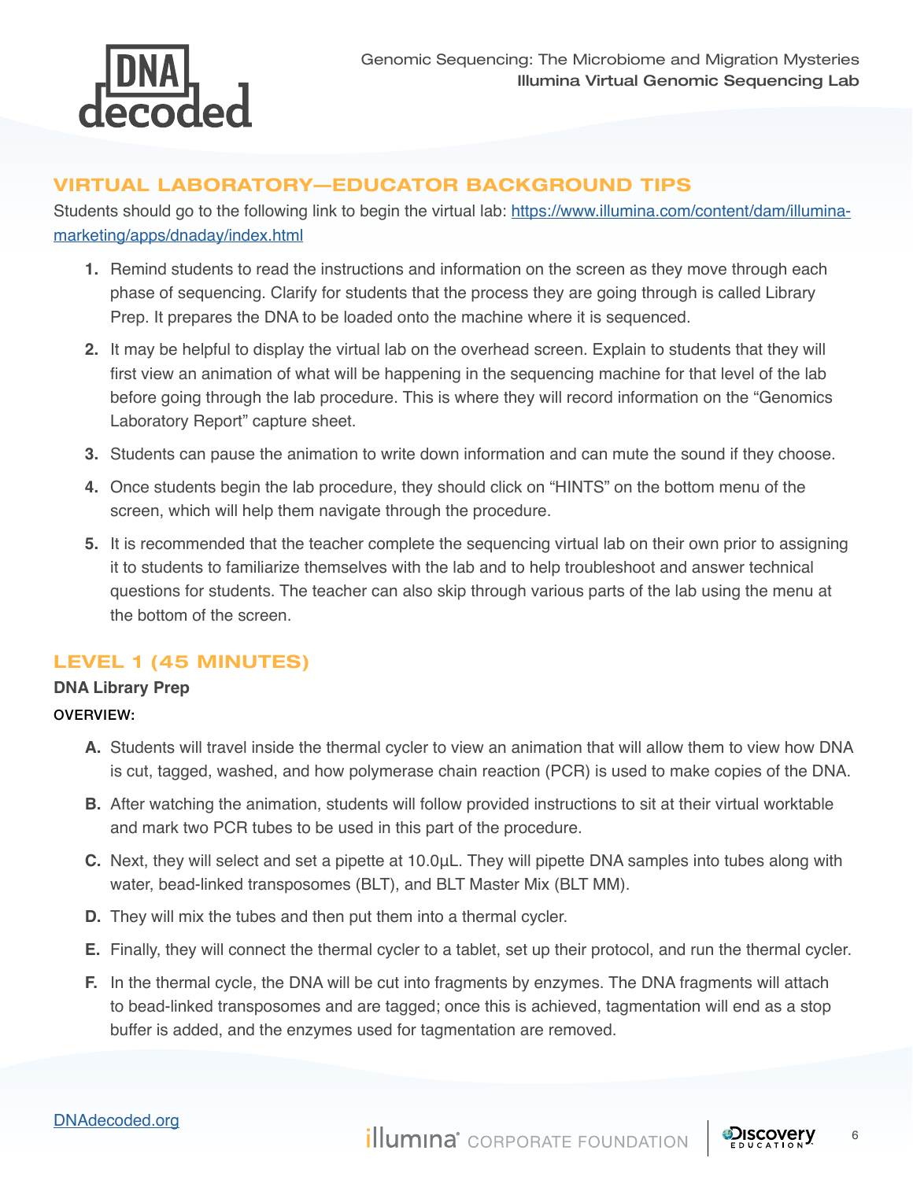## VIRTUAL LABORATORY—EDUCATOR BACKGROUND TIPS

Students should go to the following link to begin the virtual lab: https://www.illumina.com/content/dam/illumina-marketing/apps/dnaday/index.html

1. Remind students to read the instructions and information on the screen as they move through each phase of sequencing. Clarify for students that the process they are going through is called Library Prep. It prepares the DNA to be loaded onto the machine where it is sequenced.
2. It may be helpful to display the virtual lab on the overhead screen. Explain to students that they will first view an animation of what will be happening in the sequencing machine for that level of the lab before going through the lab procedure. This is where they will record information on the "Genomics Laboratory Report" capture sheet.
3. Students can pause the animation to write down information and can mute the sound if they choose.
4. Once students begin the lab procedure, they should click on "HINTS" on the bottom menu of the screen, which will help them navigate through the procedure.
5. It is recommended that the teacher complete the sequencing virtual lab on their own prior to assigning it to students to familiarize themselves with the lab and to help troubleshoot and answer technical questions for students. The teacher can also skip through various parts of the lab using the menu at the bottom of the screen.

## LEVEL 1 (45 MINUTES)

**DNA Library Prep**

**OVERVIEW:**

A. Students will travel inside the thermal cycler to view an animation that will allow them to view how DNA is cut, tagged, washed, and how polymerase chain reaction (PCR) is used to make copies of the DNA.

B. After watching the animation, students will follow provided instructions to sit at their virtual worktable and mark two PCR tubes to be used in this part of the procedure.

C. Next, they will select and set a pipette at 10.0µL. They will pipette DNA samples into tubes along with water, bead-linked transposomes (BLT), and BLT Master Mix (BLT MM).

D. They will mix the tubes and then put them into a thermal cycler.

E. Finally, they will connect the thermal cycler to a tablet, set up their protocol, and run the thermal cycler.

F. In the thermal cycle, the DNA will be cut into fragments by enzymes. The DNA fragments will attach to bead-linked transposomes and are tagged; once this is achieved, tagmentation will end as a stop buffer is added, and the enzymes used for tagmentation are removed.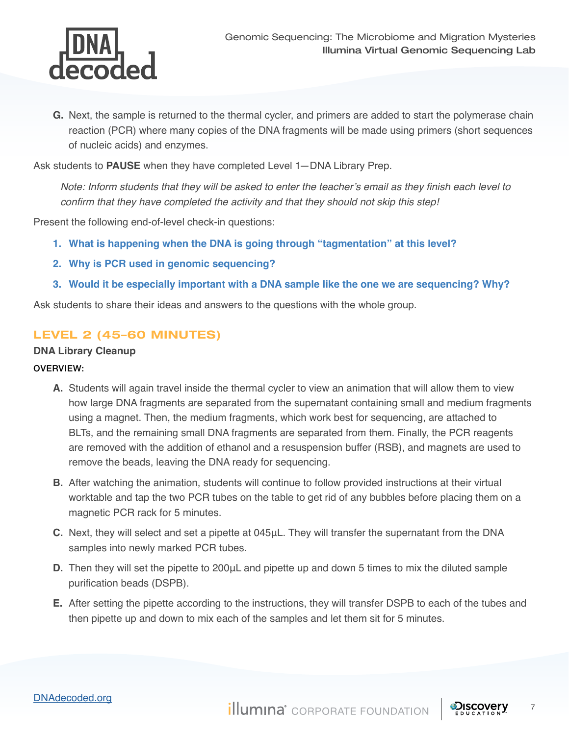G. Next, the sample is returned to the thermal cycler, and primers are added to start the polymerase chain reaction (PCR) where many copies of the DNA fragments will be made using primers (short sequences of nucleic acids) and enzymes.

Ask students to **PAUSE** when they have completed Level 1—DNA Library Prep.

*Note: Inform students that they will be asked to enter the teacher's email as they finish each level to confirm that they have completed the activity and that they should not skip this step!*

Present the following end-of-level check-in questions:

1. **What is happening when the DNA is going through "tagmentation" at this level?**
2. **Why is PCR used in genomic sequencing?**
3. **Would it be especially important with a DNA sample like the one we are sequencing? Why?**

Ask students to share their ideas and answers to the questions with the whole group.

## LEVEL 2 (45–60 MINUTES)

**DNA Library Cleanup**

**OVERVIEW:**

A. Students will again travel inside the thermal cycler to view an animation that will allow them to view how large DNA fragments are separated from the supernatant containing small and medium fragments using a magnet. Then, the medium fragments, which work best for sequencing, are attached to BLTs, and the remaining small DNA fragments are separated from them. Finally, the PCR reagents are removed with the addition of ethanol and a resuspension buffer (RSB), and magnets are used to remove the beads, leaving the DNA ready for sequencing.

B. After watching the animation, students will continue to follow provided instructions at their virtual worktable and tap the two PCR tubes on the table to get rid of any bubbles before placing them on a magnetic PCR rack for 5 minutes.

C. Next, they will select and set a pipette at 045µL. They will transfer the supernatant from the DNA samples into newly marked PCR tubes.

D. Then they will set the pipette to 200µL and pipette up and down 5 times to mix the diluted sample purification beads (DSPB).

E. After setting the pipette according to the instructions, they will transfer DSPB to each of the tubes and then pipette up and down to mix each of the samples and let them sit for 5 minutes.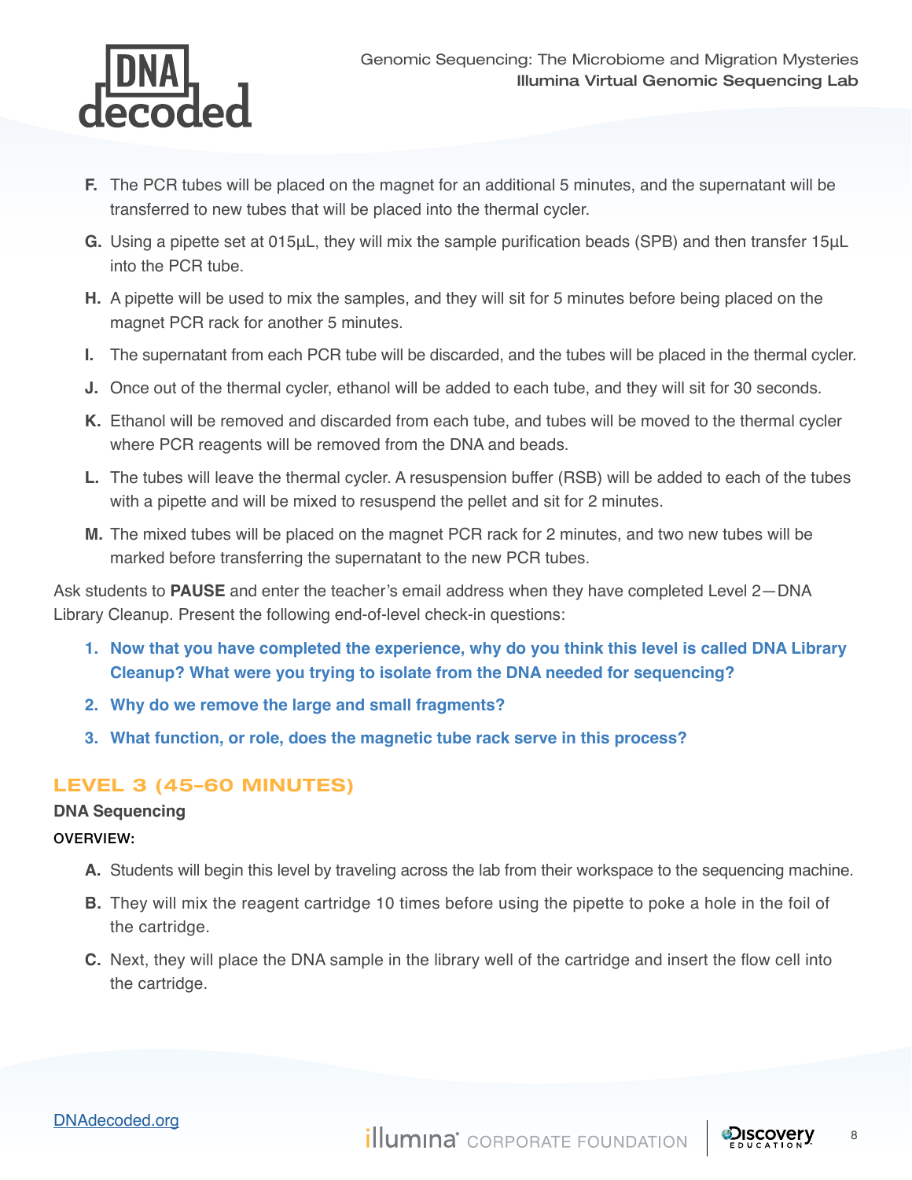F. The PCR tubes will be placed on the magnet for an additional 5 minutes, and the supernatant will be transferred to new tubes that will be placed into the thermal cycler.

G. Using a pipette set at 015µL, they will mix the sample purification beads (SPB) and then transfer 15µL into the PCR tube.

H. A pipette will be used to mix the samples, and they will sit for 5 minutes before being placed on the magnet PCR rack for another 5 minutes.

I. The supernatant from each PCR tube will be discarded, and the tubes will be placed in the thermal cycler.

J. Once out of the thermal cycler, ethanol will be added to each tube, and they will sit for 30 seconds.

K. Ethanol will be removed and discarded from each tube, and tubes will be moved to the thermal cycler where PCR reagents will be removed from the DNA and beads.

L. The tubes will leave the thermal cycler. A resuspension buffer (RSB) will be added to each of the tubes with a pipette and will be mixed to resuspend the pellet and sit for 2 minutes.

M. The mixed tubes will be placed on the magnet PCR rack for 2 minutes, and two new tubes will be marked before transferring the supernatant to the new PCR tubes.

Ask students to **PAUSE** and enter the teacher's email address when they have completed Level 2—DNA Library Cleanup. Present the following end-of-level check-in questions:

1. **Now that you have completed the experience, why do you think this level is called DNA Library Cleanup? What were you trying to isolate from the DNA needed for sequencing?**
2. **Why do we remove the large and small fragments?**
3. **What function, or role, does the magnetic tube rack serve in this process?**

## LEVEL 3 (45–60 MINUTES)

**DNA Sequencing**

**OVERVIEW:**

A. Students will begin this level by traveling across the lab from their workspace to the sequencing machine.

B. They will mix the reagent cartridge 10 times before using the pipette to poke a hole in the foil of the cartridge.

C. Next, they will place the DNA sample in the library well of the cartridge and insert the flow cell into the cartridge.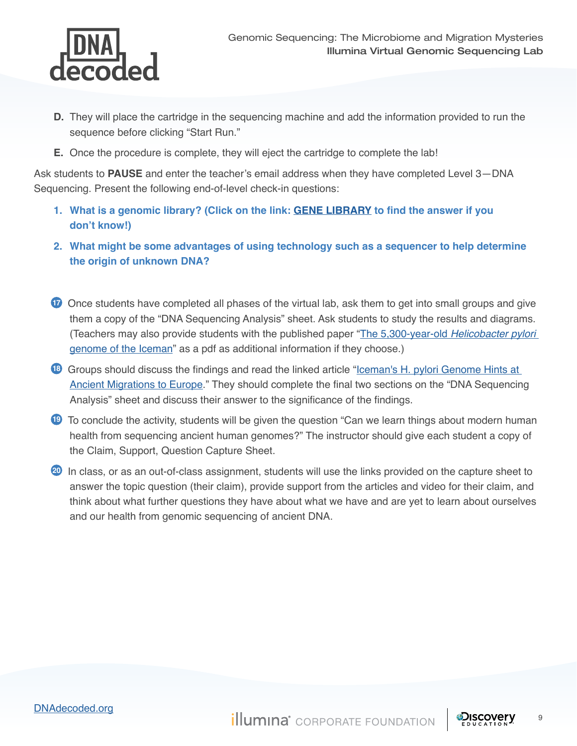**D.** They will place the cartridge in the sequencing machine and add the information provided to run the sequence before clicking "Start Run."

**E.** Once the procedure is complete, they will eject the cartridge to complete the lab!

Ask students to **PAUSE** and enter the teacher's email address when they have completed Level 3—DNA Sequencing. Present the following end-of-level check-in questions:

1. **What is a genomic library? (Click on the link: GENE LIBRARY to find the answer if you don't know!)**
2. **What might be some advantages of using technology such as a sequencer to help determine the origin of unknown DNA?**

17. Once students have completed all phases of the virtual lab, ask them to get into small groups and give them a copy of the "DNA Sequencing Analysis" sheet. Ask students to study the results and diagrams. (Teachers may also provide students with the published paper "The 5,300-year-old *Helicobacter pylori* genome of the Iceman" as a pdf as additional information if they choose.)

18. Groups should discuss the findings and read the linked article "Iceman's H. pylori Genome Hints at Ancient Migrations to Europe." They should complete the final two sections on the "DNA Sequencing Analysis" sheet and discuss their answer to the significance of the findings.

19. To conclude the activity, students will be given the question "Can we learn things about modern human health from sequencing ancient human genomes?" The instructor should give each student a copy of the Claim, Support, Question Capture Sheet.

20. In class, or as an out-of-class assignment, students will use the links provided on the capture sheet to answer the topic question (their claim), provide support from the articles and video for their claim, and think about what further questions they have about what we have and are yet to learn about ourselves and our health from genomic sequencing of ancient DNA.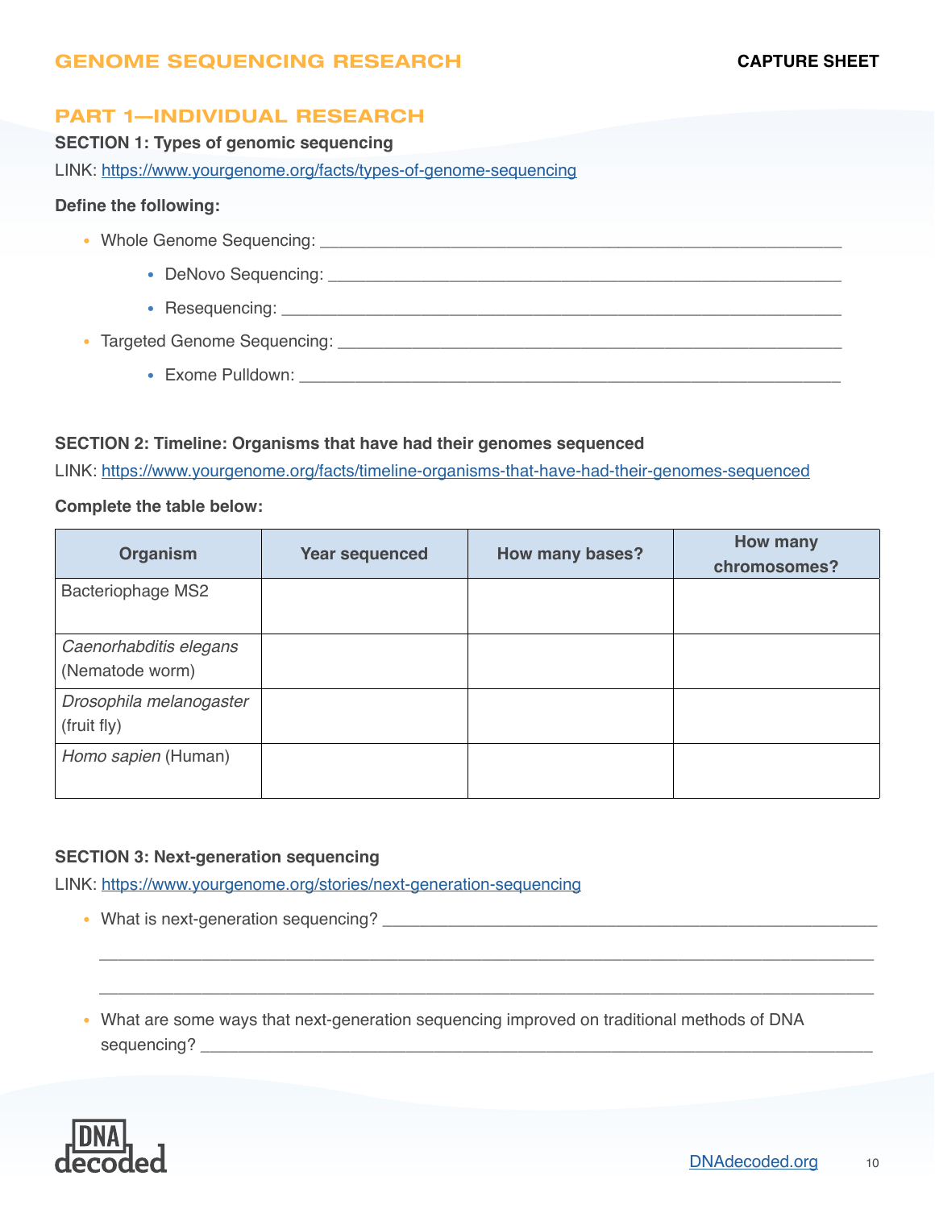## GENOME SEQUENCING RESEARCH

**CAPTURE SHEET**

## PART 1—INDIVIDUAL RESEARCH

**SECTION 1: Types of genomic sequencing**

LINK: https://www.yourgenome.org/facts/types-of-genome-sequencing

**Define the following:**

- Whole Genome Sequencing: ____________________________________________
  - DeNovo Sequencing: ____________________________________________
  - Resequencing: ____________________________________________
- Targeted Genome Sequencing: ____________________________________________
  - Exome Pulldown: ____________________________________________

**SECTION 2: Timeline: Organisms that have had their genomes sequenced**

LINK: https://www.yourgenome.org/facts/timeline-organisms-that-have-had-their-genomes-sequenced

**Complete the table below:**

| Organism | Year sequenced | How many bases? | How many chromosomes? |
|---|---|---|---|
| Bacteriophage MS2 | | | |
| *Caenorhabditis elegans* (Nematode worm) | | | |
| *Drosophila melanogaster* (fruit fly) | | | |
| *Homo sapien* (Human) | | | |

**SECTION 3: Next-generation sequencing**

LINK: https://www.yourgenome.org/stories/next-generation-sequencing

- What is next-generation sequencing? ____________________________________________

  ____________________________________________

  ____________________________________________

- What are some ways that next-generation sequencing improved on traditional methods of DNA sequencing? ____________________________________________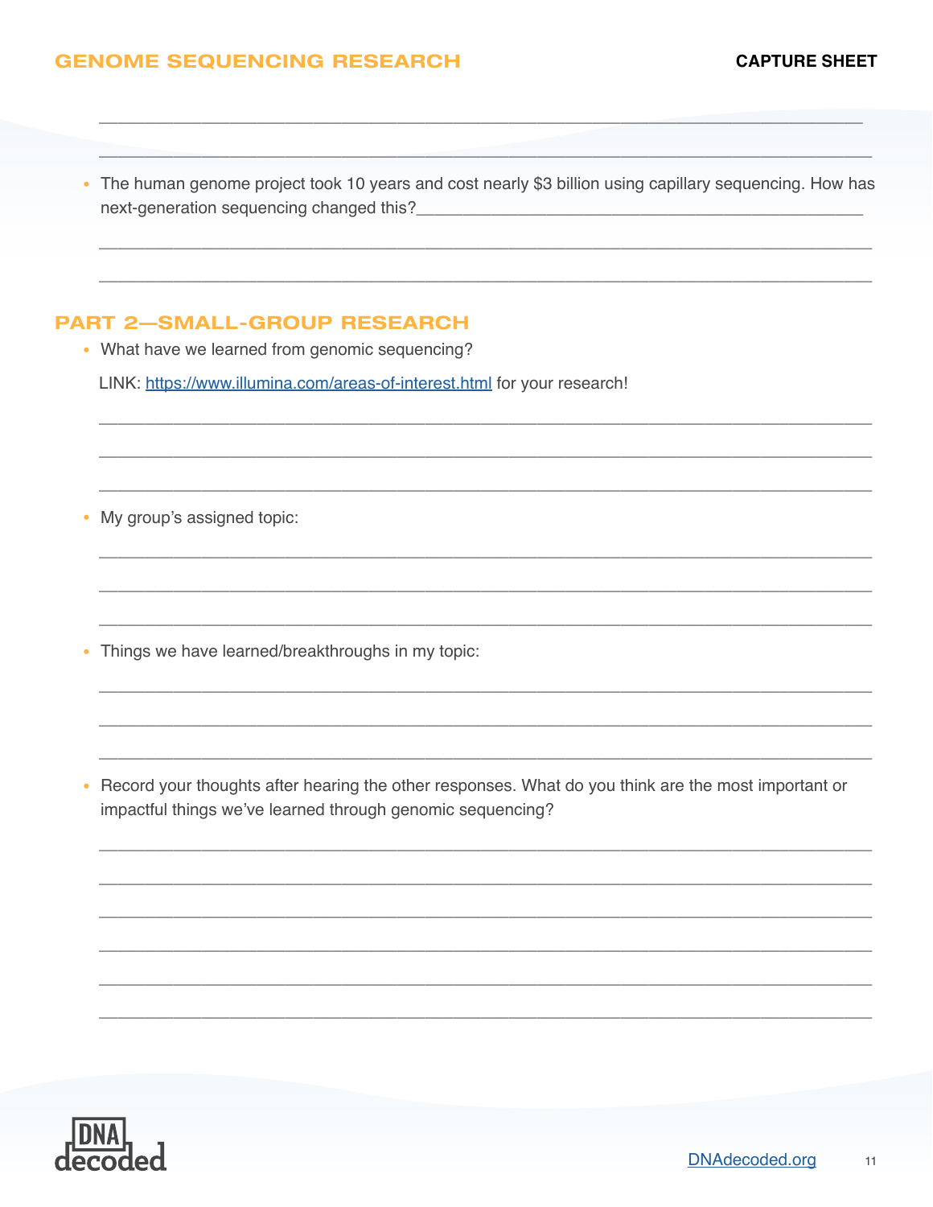- The human genome project took 10 years and cost nearly $3 billion using capillary sequencing. How has next-generation sequencing changed this?

## PART 2—SMALL-GROUP RESEARCH

- What have we learned from genomic sequencing?

  LINK: [https://www.illumina.com/areas-of-interest.html](https://www.illumina.com/areas-of-interest.html) for your research!

- My group's assigned topic:

- Things we have learned/breakthroughs in my topic:

- Record your thoughts after hearing the other responses. What do you think are the most important or impactful things we've learned through genomic sequencing?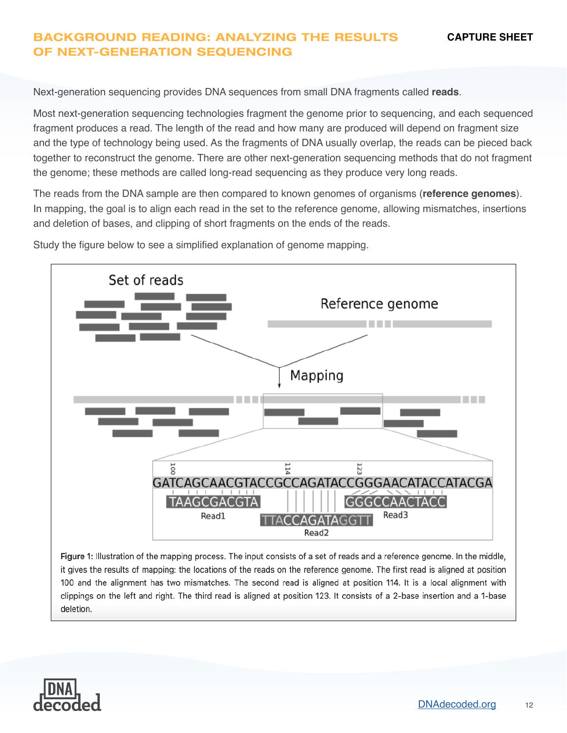# BACKGROUND READING: ANALYZING THE RESULTS OF NEXT-GENERATION SEQUENCING

**CAPTURE SHEET**

Next-generation sequencing provides DNA sequences from small DNA fragments called **reads**.

Most next-generation sequencing technologies fragment the genome prior to sequencing, and each sequenced fragment produces a read. The length of the read and how many are produced will depend on fragment size and the type of technology being used. As the fragments of DNA usually overlap, the reads can be pieced back together to reconstruct the genome. There are other next-generation sequencing methods that do not fragment the genome; these methods are called long-read sequencing as they produce very long reads.

The reads from the DNA sample are then compared to known genomes of organisms (**reference genomes**). In mapping, the goal is to align each read in the set to the reference genome, allowing mismatches, insertions and deletion of bases, and clipping of short fragments on the ends of the reads.

Study the figure below to see a simplified explanation of genome mapping.

Set of reads

Reference genome

Mapping

100

114

123

GATCAGCAACGTACCGCCAGATACCGGGAACATACCATACGA

TAAGCGACGTA

Read1

TTACCAGATAGGTT

Read2

GGGCCAACTACC

Read3

**Figure 1:** Illustration of the mapping process. The input consists of a set of reads and a reference genome. In the middle, it gives the results of mapping: the locations of the reads on the reference genome. The first read is aligned at position 100 and the alignment has two mismatches. The second read is aligned at position 114. It is a local alignment with clippings on the left and right. The third read is aligned at position 123. It consists of a 2-base insertion and a 1-base deletion.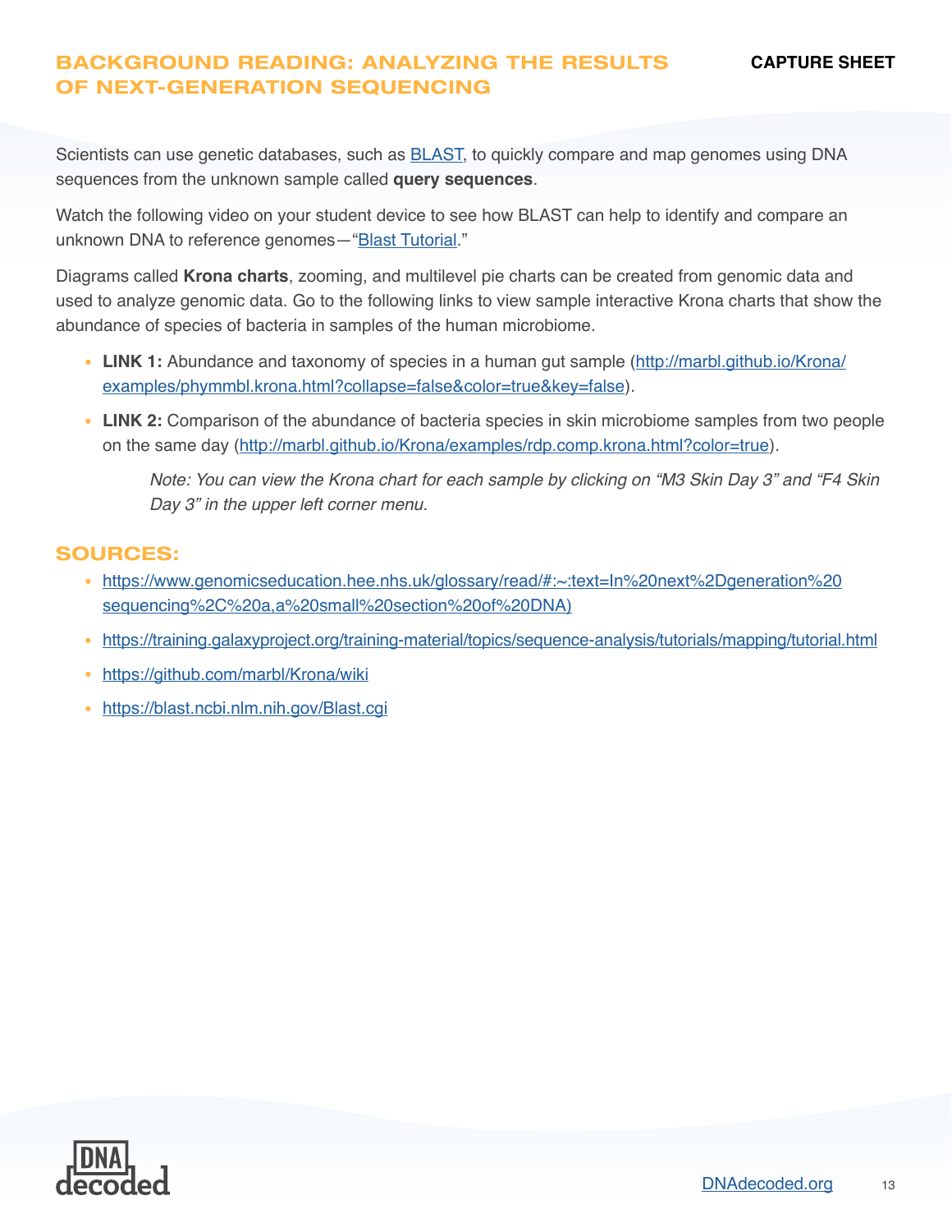## BACKGROUND READING: ANALYZING THE RESULTS OF NEXT-GENERATION SEQUENCING

**CAPTURE SHEET**

Scientists can use genetic databases, such as BLAST, to quickly compare and map genomes using DNA sequences from the unknown sample called **query sequences**.

Watch the following video on your student device to see how BLAST can help to identify and compare an unknown DNA to reference genomes—"Blast Tutorial."

Diagrams called **Krona charts**, zooming, and multilevel pie charts can be created from genomic data and used to analyze genomic data. Go to the following links to view sample interactive Krona charts that show the abundance of species of bacteria in samples of the human microbiome.

- **LINK 1:** Abundance and taxonomy of species in a human gut sample (http://marbl.github.io/Krona/examples/phymmbl.krona.html?collapse=false&color=true&key=false).
- **LINK 2:** Comparison of the abundance of bacteria species in skin microbiome samples from two people on the same day (http://marbl.github.io/Krona/examples/rdp.comp.krona.html?color=true).

  *Note: You can view the Krona chart for each sample by clicking on "M3 Skin Day 3" and "F4 Skin Day 3" in the upper left corner menu.*

## SOURCES:

- https://www.genomicseducation.hee.nhs.uk/glossary/read/#:~:text=In%20next%2Dgeneration%20sequencing%2C%20a,a%20small%20section%20of%20DNA)
- https://training.galaxyproject.org/training-material/topics/sequence-analysis/tutorials/mapping/tutorial.html
- https://github.com/marbl/Krona/wiki
- https://blast.ncbi.nlm.nih.gov/Blast.cgi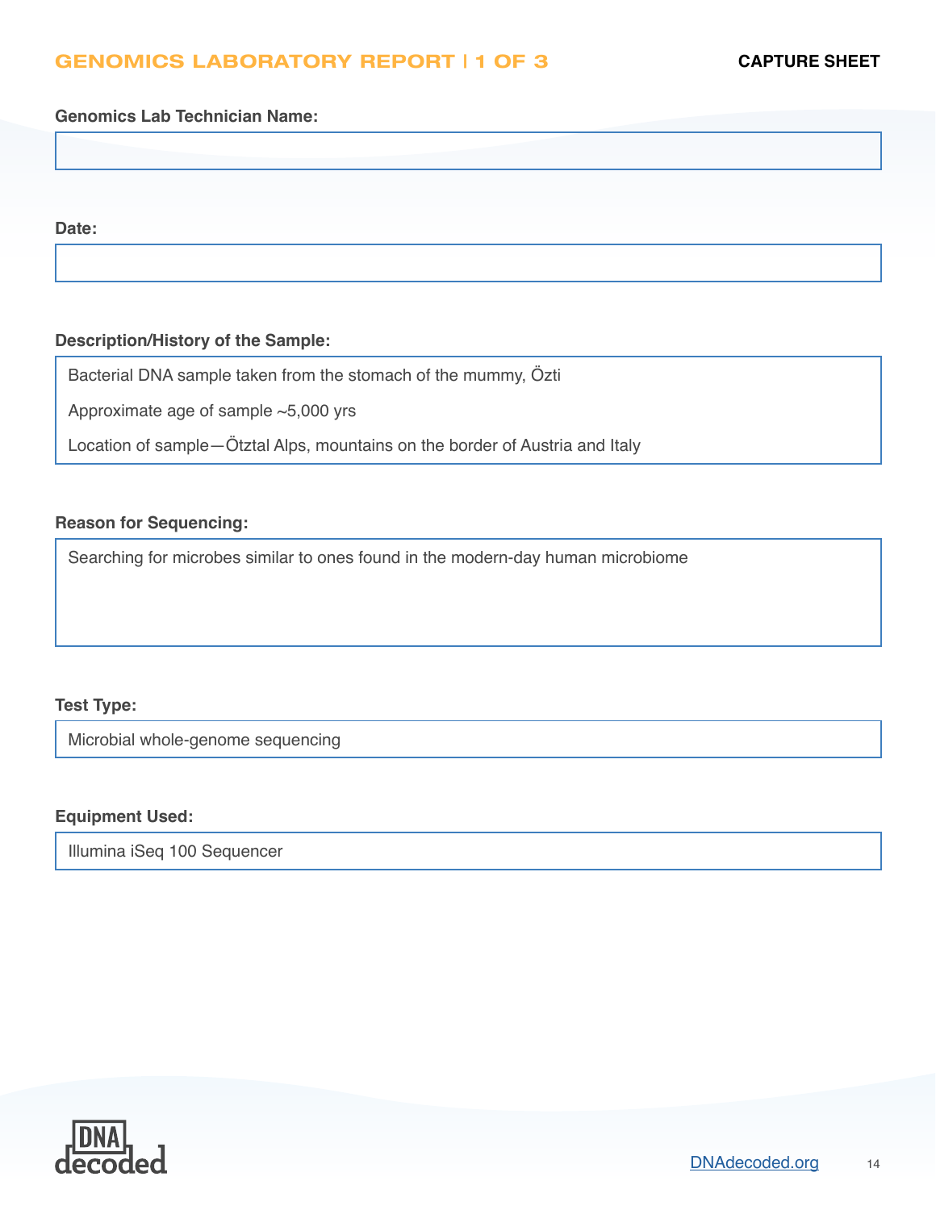# GENOMICS LABORATORY REPORT | 1 OF 3

**CAPTURE SHEET**

**Genomics Lab Technician Name:**

**Date:**

**Description/History of the Sample:**

Bacterial DNA sample taken from the stomach of the mummy, Özti

Approximate age of sample ~5,000 yrs

Location of sample—Ötztal Alps, mountains on the border of Austria and Italy

**Reason for Sequencing:**

Searching for microbes similar to ones found in the modern-day human microbiome

**Test Type:**

Microbial whole-genome sequencing

**Equipment Used:**

Illumina iSeq 100 Sequencer

DNA decoded

DNAdecoded.org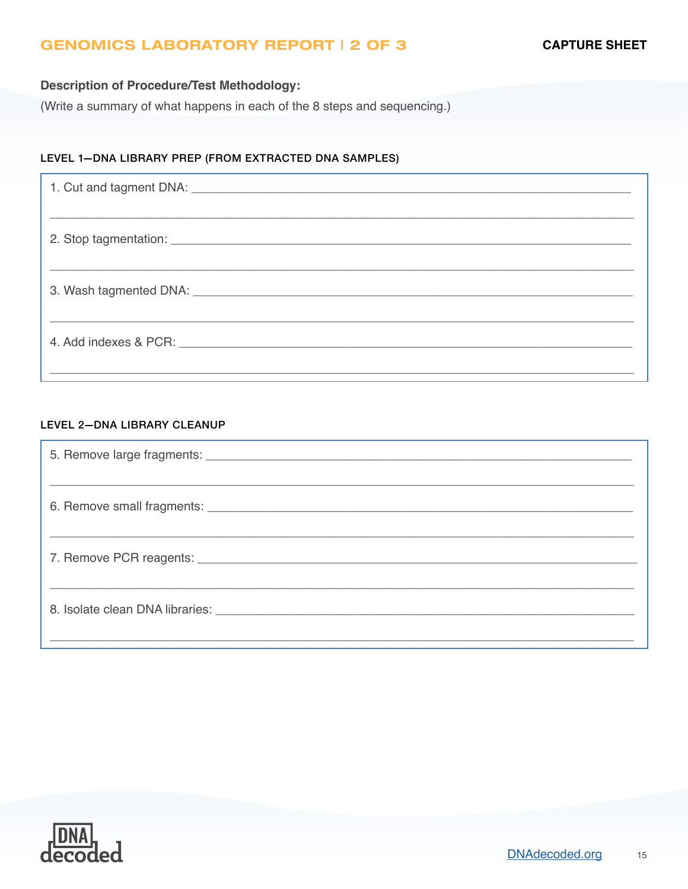**Description of Procedure/Test Methodology:**

(Write a summary of what happens in each of the 8 steps and sequencing.)

### LEVEL 1—DNA LIBRARY PREP (FROM EXTRACTED DNA SAMPLES)

1. Cut and tagment DNA: ______________________________________________

______________________________________________

2. Stop tagmentation: ______________________________________________

______________________________________________

3. Wash tagmented DNA: ______________________________________________

______________________________________________

4. Add indexes & PCR: ______________________________________________

______________________________________________

### LEVEL 2—DNA LIBRARY CLEANUP

5. Remove large fragments: ______________________________________________

______________________________________________

6. Remove small fragments: ______________________________________________

______________________________________________

7. Remove PCR reagents: ______________________________________________

______________________________________________

8. Isolate clean DNA libraries: ______________________________________________

______________________________________________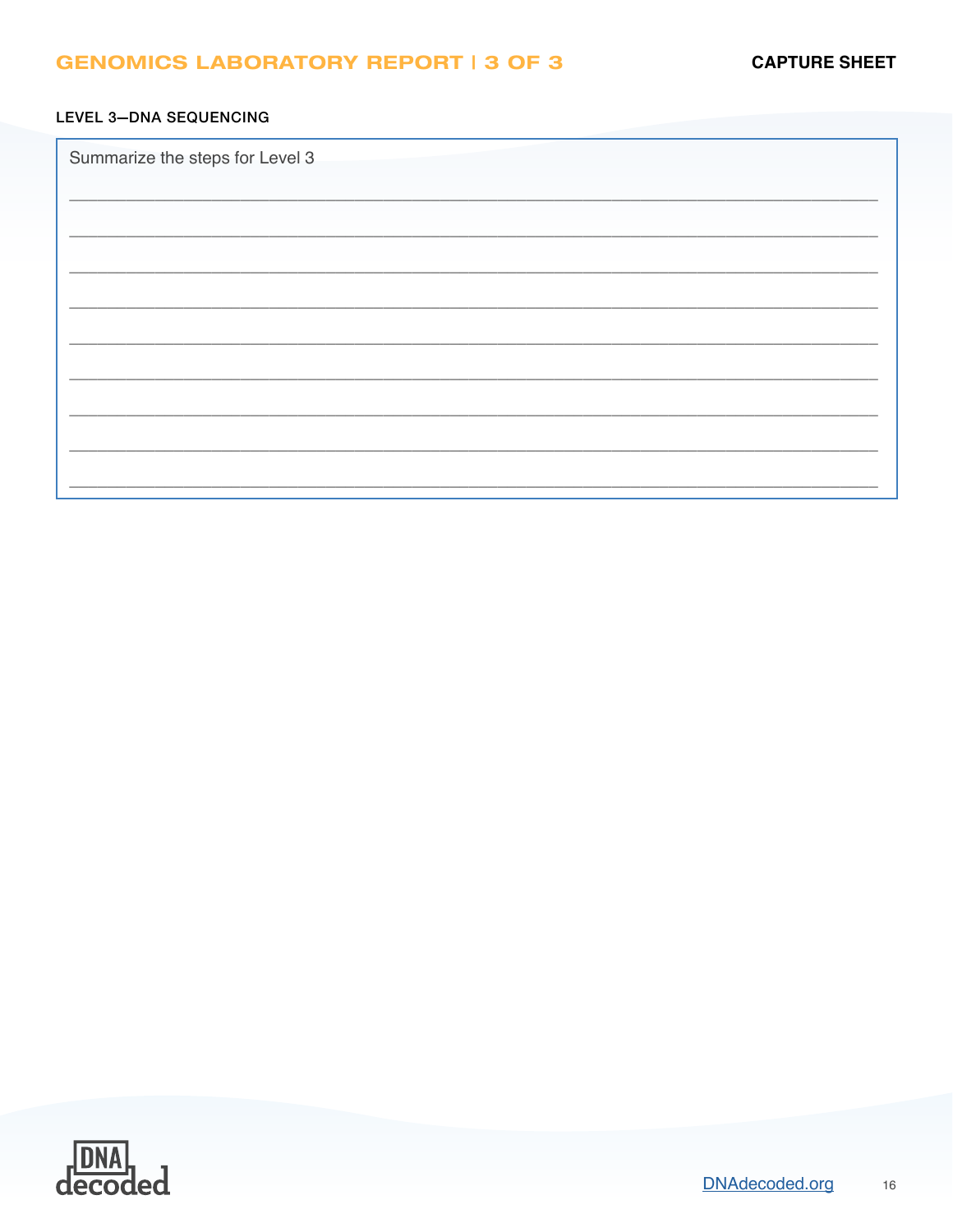## LEVEL 3—DNA SEQUENCING

Summarize the steps for Level 3

\_\_\_\_\_\_\_\_\_\_\_\_\_\_\_\_\_\_\_\_\_\_\_\_\_\_\_\_\_\_\_\_\_\_\_\_\_\_\_\_\_\_\_\_\_\_\_\_\_\_\_\_\_\_\_\_\_\_\_\_\_\_\_\_\_\_\_\_\_\_\_\_\_\_\_\_\_\_

\_\_\_\_\_\_\_\_\_\_\_\_\_\_\_\_\_\_\_\_\_\_\_\_\_\_\_\_\_\_\_\_\_\_\_\_\_\_\_\_\_\_\_\_\_\_\_\_\_\_\_\_\_\_\_\_\_\_\_\_\_\_\_\_\_\_\_\_\_\_\_\_\_\_\_\_\_\_

\_\_\_\_\_\_\_\_\_\_\_\_\_\_\_\_\_\_\_\_\_\_\_\_\_\_\_\_\_\_\_\_\_\_\_\_\_\_\_\_\_\_\_\_\_\_\_\_\_\_\_\_\_\_\_\_\_\_\_\_\_\_\_\_\_\_\_\_\_\_\_\_\_\_\_\_\_\_

\_\_\_\_\_\_\_\_\_\_\_\_\_\_\_\_\_\_\_\_\_\_\_\_\_\_\_\_\_\_\_\_\_\_\_\_\_\_\_\_\_\_\_\_\_\_\_\_\_\_\_\_\_\_\_\_\_\_\_\_\_\_\_\_\_\_\_\_\_\_\_\_\_\_\_\_\_\_

\_\_\_\_\_\_\_\_\_\_\_\_\_\_\_\_\_\_\_\_\_\_\_\_\_\_\_\_\_\_\_\_\_\_\_\_\_\_\_\_\_\_\_\_\_\_\_\_\_\_\_\_\_\_\_\_\_\_\_\_\_\_\_\_\_\_\_\_\_\_\_\_\_\_\_\_\_\_

\_\_\_\_\_\_\_\_\_\_\_\_\_\_\_\_\_\_\_\_\_\_\_\_\_\_\_\_\_\_\_\_\_\_\_\_\_\_\_\_\_\_\_\_\_\_\_\_\_\_\_\_\_\_\_\_\_\_\_\_\_\_\_\_\_\_\_\_\_\_\_\_\_\_\_\_\_\_

\_\_\_\_\_\_\_\_\_\_\_\_\_\_\_\_\_\_\_\_\_\_\_\_\_\_\_\_\_\_\_\_\_\_\_\_\_\_\_\_\_\_\_\_\_\_\_\_\_\_\_\_\_\_\_\_\_\_\_\_\_\_\_\_\_\_\_\_\_\_\_\_\_\_\_\_\_\_

\_\_\_\_\_\_\_\_\_\_\_\_\_\_\_\_\_\_\_\_\_\_\_\_\_\_\_\_\_\_\_\_\_\_\_\_\_\_\_\_\_\_\_\_\_\_\_\_\_\_\_\_\_\_\_\_\_\_\_\_\_\_\_\_\_\_\_\_\_\_\_\_\_\_\_\_\_\_

\_\_\_\_\_\_\_\_\_\_\_\_\_\_\_\_\_\_\_\_\_\_\_\_\_\_\_\_\_\_\_\_\_\_\_\_\_\_\_\_\_\_\_\_\_\_\_\_\_\_\_\_\_\_\_\_\_\_\_\_\_\_\_\_\_\_\_\_\_\_\_\_\_\_\_\_\_\_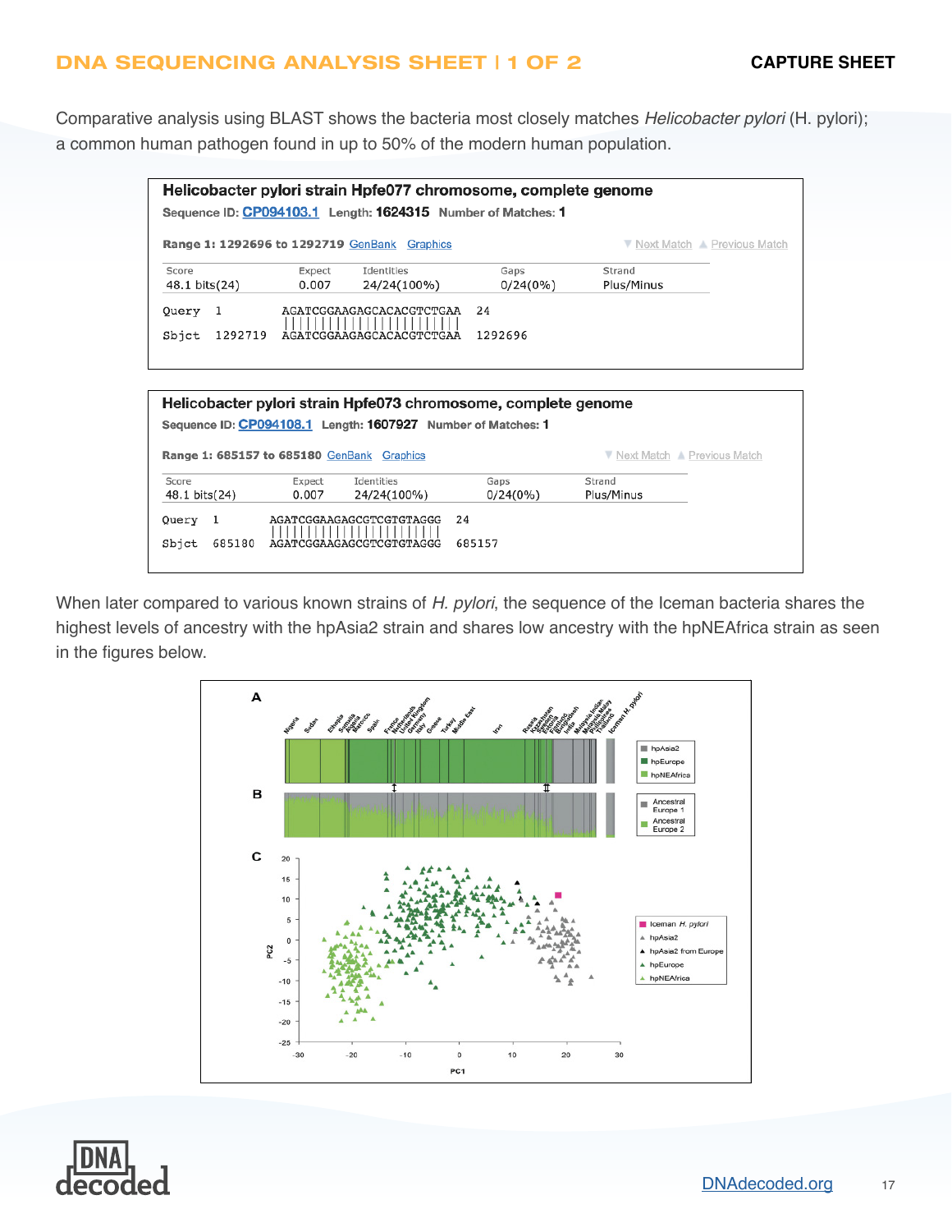# DNA SEQUENCING ANALYSIS SHEET | 1 OF 2

**CAPTURE SHEET**

Comparative analysis using BLAST shows the bacteria most closely matches *Helicobacter pylori* (H. pylori); a common human pathogen found in up to 50% of the modern human population.

**Helicobacter pylori strain Hpfe077 chromosome, complete genome**

Sequence ID: CP094103.1 Length: 1624315 Number of Matches: 1

Range 1: 1292696 to 1292719 GenBank Graphics

▼ Next Match ▲ Previous Match

| Score | Expect | Identities | Gaps | Strand |
|---|---|---|---|---|
| 48.1 bits(24) | 0.007 | 24/24(100%) | 0/24(0%) | Plus/Minus |

```
Query  1        AGATCGGAAGAGCACACGTCTGAA  24
                ||||||||||||||||||||||||
Sbjct  1292719  AGATCGGAAGAGCACACGTCTGAA  1292696
```

**Helicobacter pylori strain Hpfe073 chromosome, complete genome**

Sequence ID: CP094108.1 Length: 1607927 Number of Matches: 1

Range 1: 685157 to 685180 GenBank Graphics

▼ Next Match ▲ Previous Match

| Score | Expect | Identities | Gaps | Strand |
|---|---|---|---|---|
| 48.1 bits(24) | 0.007 | 24/24(100%) | 0/24(0%) | Plus/Minus |

```
Query  1       AGATCGGAAGAGCGTCGTGTAGGG  24
               ||||||||||||||||||||||||
Sbjct  685180  AGATCGGAAGAGCGTCGTGTAGGG  685157
```

When later compared to various known strains of *H. pylori*, the sequence of the Iceman bacteria shares the highest levels of ancestry with the hpAsia2 strain and shares low ancestry with the hpNEAfrica strain as seen in the figures below.

A

Nigeria, Sudan, Ethiopia, Somalia, Algeria, Morocco, Spain, France, Netherlands, United Kingdom, Germany, Italy, Greece, Turkey, Middle East, Iran, Russia, Kazakhstan, Estonia, Finland, Bangladesh, India, Malaysia Indian, Malaysia Malay, Philippines, Thailand, Iceman H. pylori

hpAsia2
hpEurope
hpNEAfrica

B

Ancestral Europe 1
Ancestral Europe 2

C

PC2: 20, 15, 10, 5, 0, -5, -10, -15, -20, -25

PC1: -30, -20, -10, 0, 10, 20, 30

Iceman *H. pylori*
hpAsia2
hpAsia2 from Europe
hpEurope
hpNEAfrica

DNAdecoded.org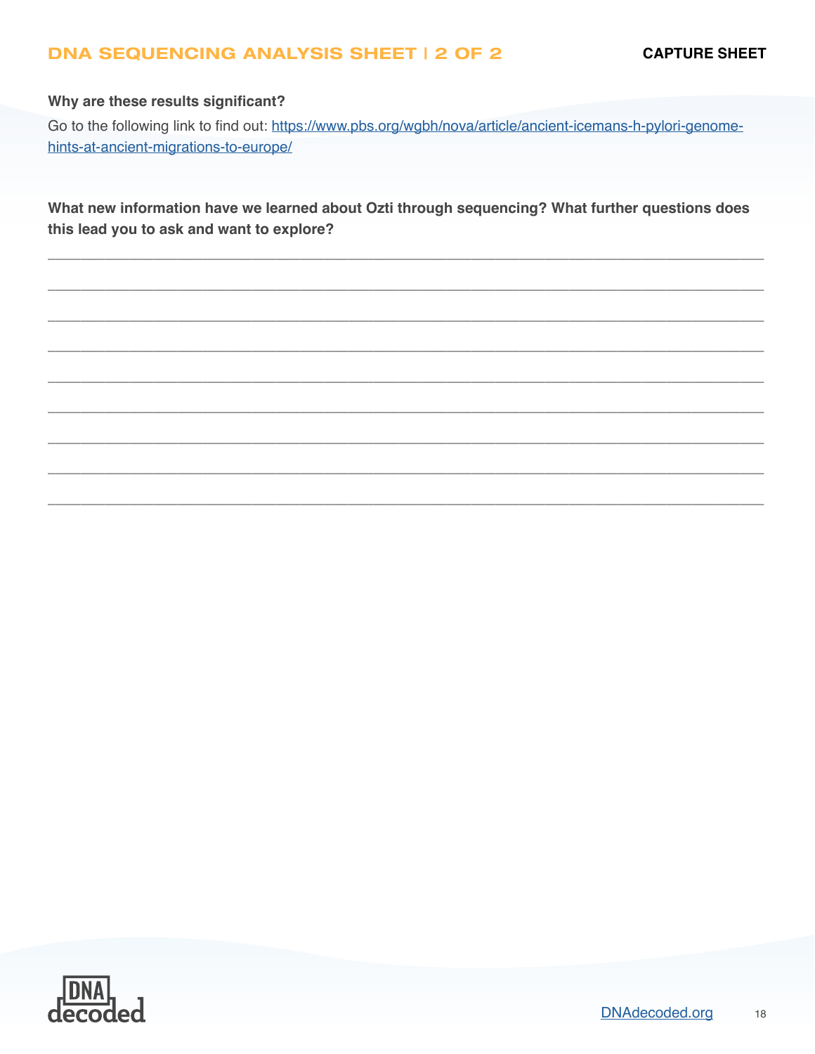# DNA SEQUENCING ANALYSIS SHEET | 2 OF 2

**CAPTURE SHEET**

**Why are these results significant?**

Go to the following link to find out: [https://www.pbs.org/wgbh/nova/article/ancient-icemans-h-pylori-genome-hints-at-ancient-migrations-to-europe/](https://www.pbs.org/wgbh/nova/article/ancient-icemans-h-pylori-genome-hints-at-ancient-migrations-to-europe/)

**What new information have we learned about Ozti through sequencing? What further questions does this lead you to ask and want to explore?**

_______________________________________________________________________________

_______________________________________________________________________________

_______________________________________________________________________________

_______________________________________________________________________________

_______________________________________________________________________________

_______________________________________________________________________________

_______________________________________________________________________________

_______________________________________________________________________________

_______________________________________________________________________________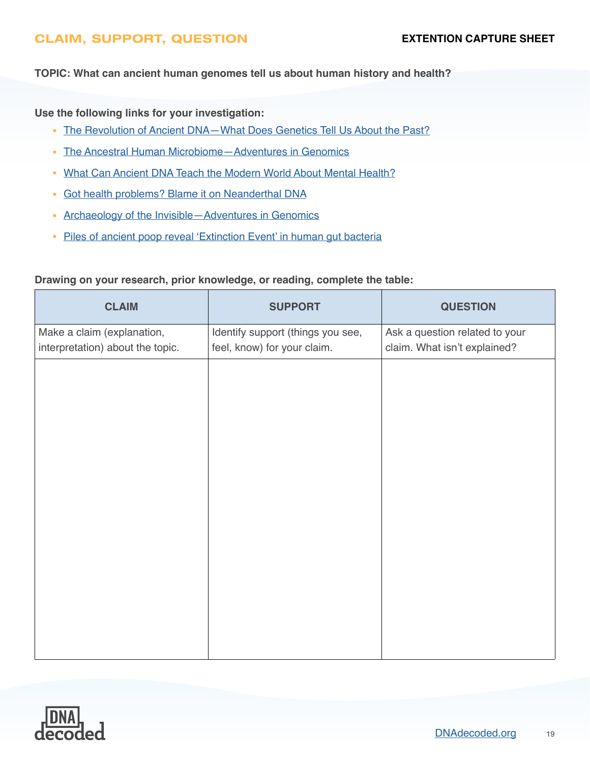## CLAIM, SUPPORT, QUESTION

**EXTENTION CAPTURE SHEET**

**TOPIC: What can ancient human genomes tell us about human history and health?**

**Use the following links for your investigation:**

- The Revolution of Ancient DNA—What Does Genetics Tell Us About the Past?
- The Ancestral Human Microbiome—Adventures in Genomics
- What Can Ancient DNA Teach the Modern World About Mental Health?
- Got health problems? Blame it on Neanderthal DNA
- Archaeology of the Invisible—Adventures in Genomics
- Piles of ancient poop reveal 'Extinction Event' in human gut bacteria

**Drawing on your research, prior knowledge, or reading, complete the table:**

| CLAIM | SUPPORT | QUESTION |
|---|---|---|
| Make a claim (explanation, interpretation) about the topic. | Identify support (things you see, feel, know) for your claim. | Ask a question related to your claim. What isn't explained? |
| | | |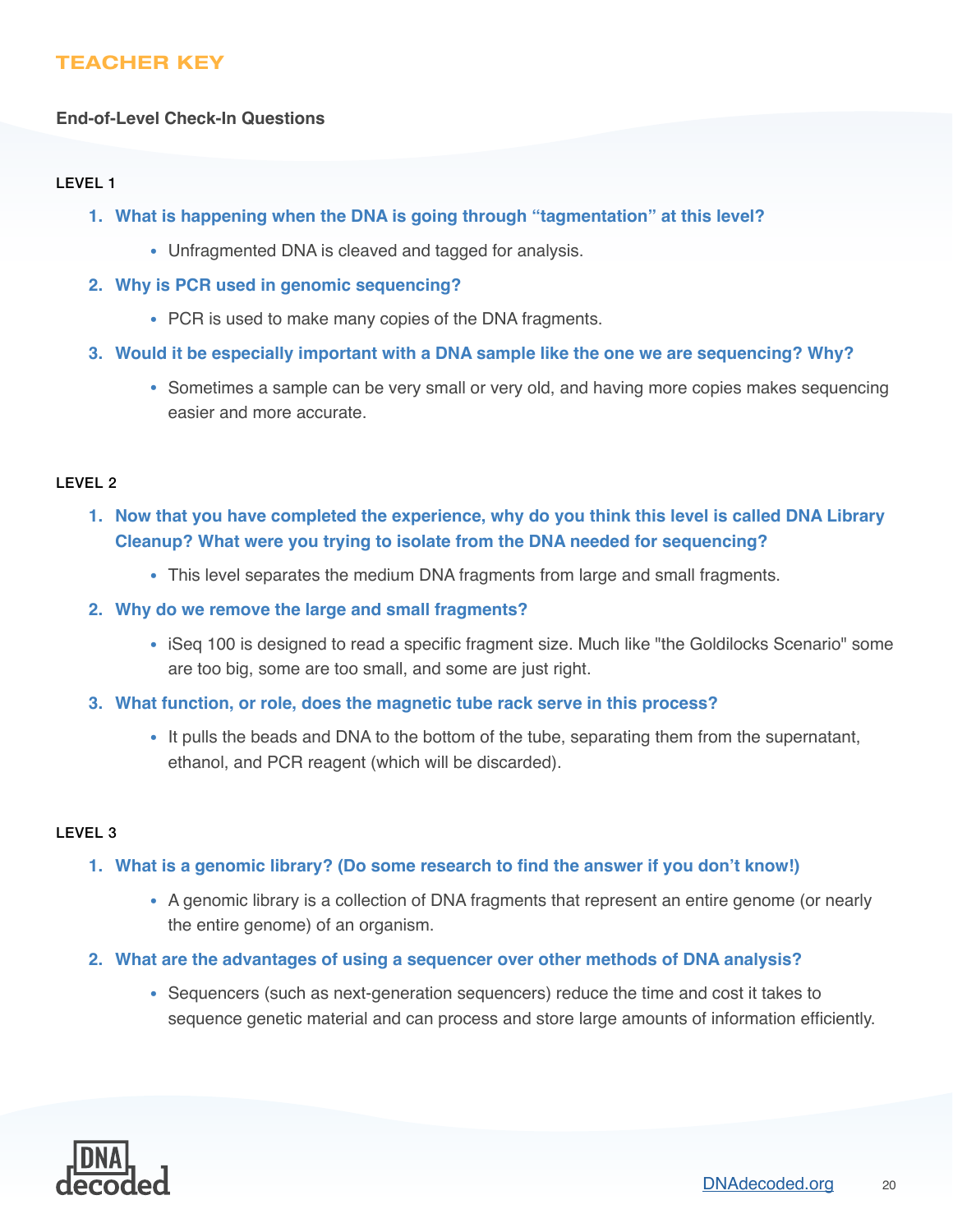# TEACHER KEY

## End-of-Level Check-In Questions

### LEVEL 1

1. **What is happening when the DNA is going through "tagmentation" at this level?**
   - Unfragmented DNA is cleaved and tagged for analysis.
2. **Why is PCR used in genomic sequencing?**
   - PCR is used to make many copies of the DNA fragments.
3. **Would it be especially important with a DNA sample like the one we are sequencing? Why?**
   - Sometimes a sample can be very small or very old, and having more copies makes sequencing easier and more accurate.

### LEVEL 2

1. **Now that you have completed the experience, why do you think this level is called DNA Library Cleanup? What were you trying to isolate from the DNA needed for sequencing?**
   - This level separates the medium DNA fragments from large and small fragments.
2. **Why do we remove the large and small fragments?**
   - iSeq 100 is designed to read a specific fragment size. Much like "the Goldilocks Scenario" some are too big, some are too small, and some are just right.
3. **What function, or role, does the magnetic tube rack serve in this process?**
   - It pulls the beads and DNA to the bottom of the tube, separating them from the supernatant, ethanol, and PCR reagent (which will be discarded).

### LEVEL 3

1. **What is a genomic library? (Do some research to find the answer if you don't know!)**
   - A genomic library is a collection of DNA fragments that represent an entire genome (or nearly the entire genome) of an organism.
2. **What are the advantages of using a sequencer over other methods of DNA analysis?**
   - Sequencers (such as next-generation sequencers) reduce the time and cost it takes to sequence genetic material and can process and store large amounts of information efficiently.

DNA decoded

DNAdecoded.org